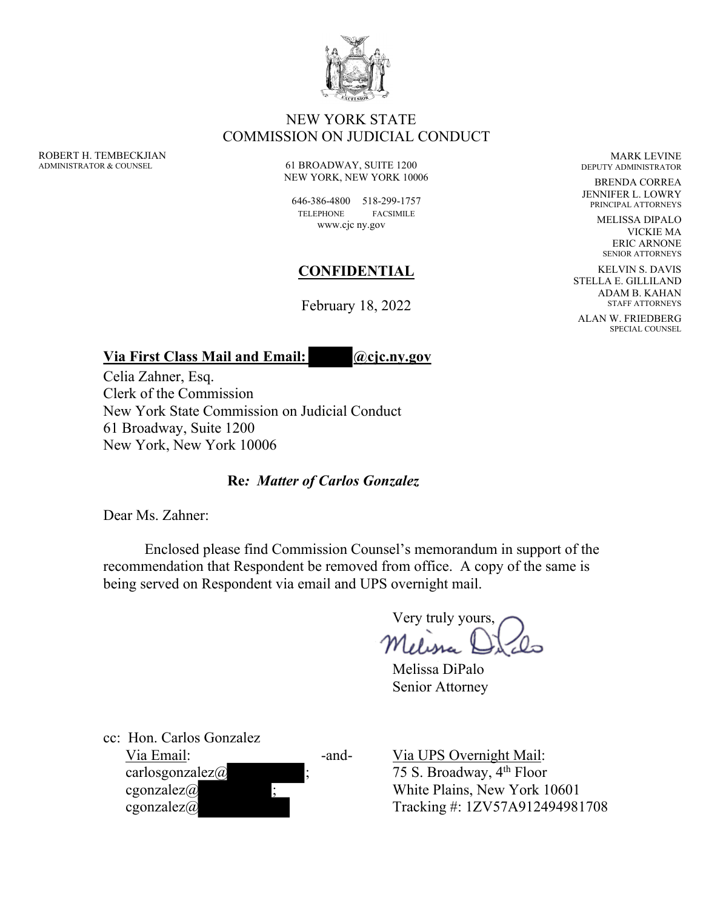NEW YORK STATE
COMMISSION ON JUDICIAL CONDUCT

ROBERT H. TEMBECKJIAN
ADMINISTRATOR & COUNSEL

61 BROADWAY, SUITE 1200
NEW YORK, NEW YORK 10006

646-386-4800 518-299-1757
TELEPHONE FACSIMILE
www.cjc ny.gov

MARK LEVINE
DEPUTY ADMINISTRATOR

BRENDA CORREA
JENNIFER L. LOWRY
PRINCIPAL ATTORNEYS

MELISSA DIPALO
VICKIE MA
ERIC ARNONE
SENIOR ATTORNEYS

KELVIN S. DAVIS
STELLA E. GILLILAND
ADAM B. KAHAN
STAFF ATTORNEYS

ALAN W. FRIEDBERG
SPECIAL COUNSEL

**CONFIDENTIAL**

February 18, 2022

**Via First Class Mail and Email: [REDACTED]@cjc.ny.gov**
Celia Zahner, Esq.
Clerk of the Commission
New York State Commission on Judicial Conduct
61 Broadway, Suite 1200
New York, New York 10006

**Re*: Matter of Carlos Gonzalez***

Dear Ms. Zahner:

Enclosed please find Commission Counsel's memorandum in support of the recommendation that Respondent be removed from office. A copy of the same is being served on Respondent via email and UPS overnight mail.

Very truly yours,

Melissa DiPalo
Senior Attorney

cc: Hon. Carlos Gonzalez
Via Email:
carlosgonzalez@[REDACTED];
cgonzalez@[REDACTED];
cgonzalez@[REDACTED]

-and-

Via UPS Overnight Mail:
75 S. Broadway, 4th Floor
White Plains, New York 10601
Tracking #: 1ZV57A912494981708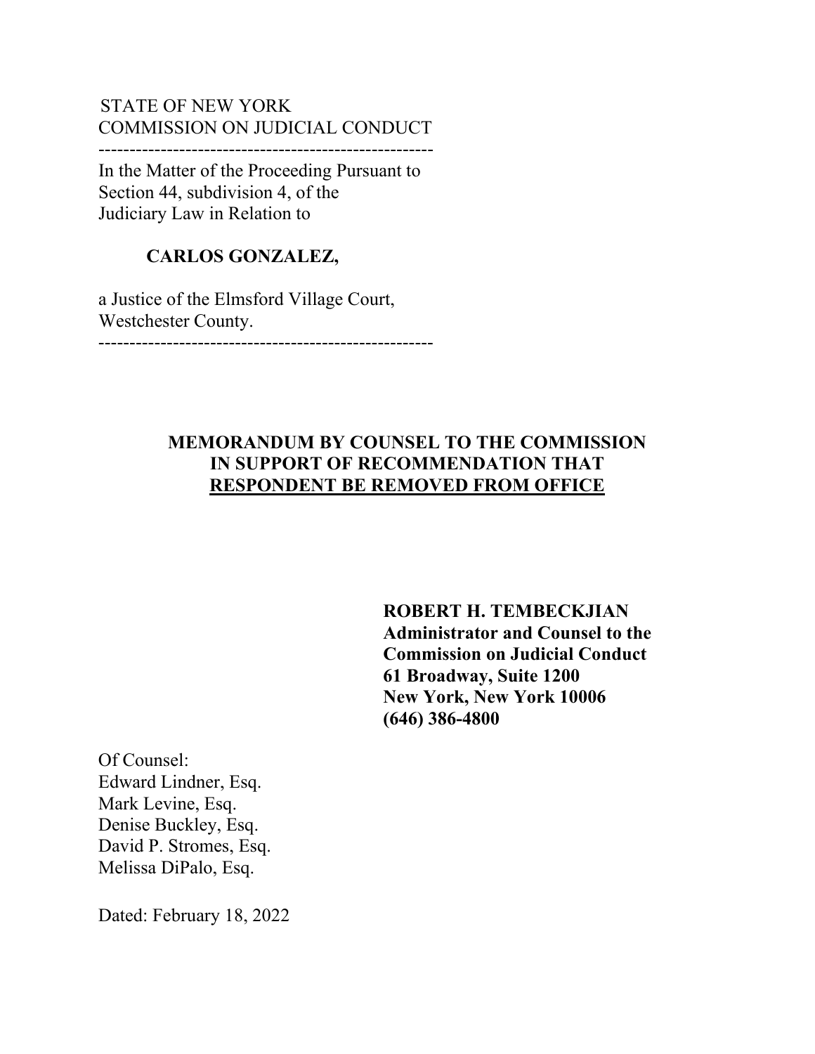STATE OF NEW YORK
COMMISSION ON JUDICIAL CONDUCT

---

In the Matter of the Proceeding Pursuant to
Section 44, subdivision 4, of the
Judiciary Law in Relation to

**CARLOS GONZALEZ,**

a Justice of the Elmsford Village Court,
Westchester County.

---

## MEMORANDUM BY COUNSEL TO THE COMMISSION IN SUPPORT OF RECOMMENDATION THAT RESPONDENT BE REMOVED FROM OFFICE

**ROBERT H. TEMBECKJIAN**
**Administrator and Counsel to the**
**Commission on Judicial Conduct**
**61 Broadway, Suite 1200**
**New York, New York 10006**
**(646) 386-4800**

Of Counsel:
Edward Lindner, Esq.
Mark Levine, Esq.
Denise Buckley, Esq.
David P. Stromes, Esq.
Melissa DiPalo, Esq.

Dated: February 18, 2022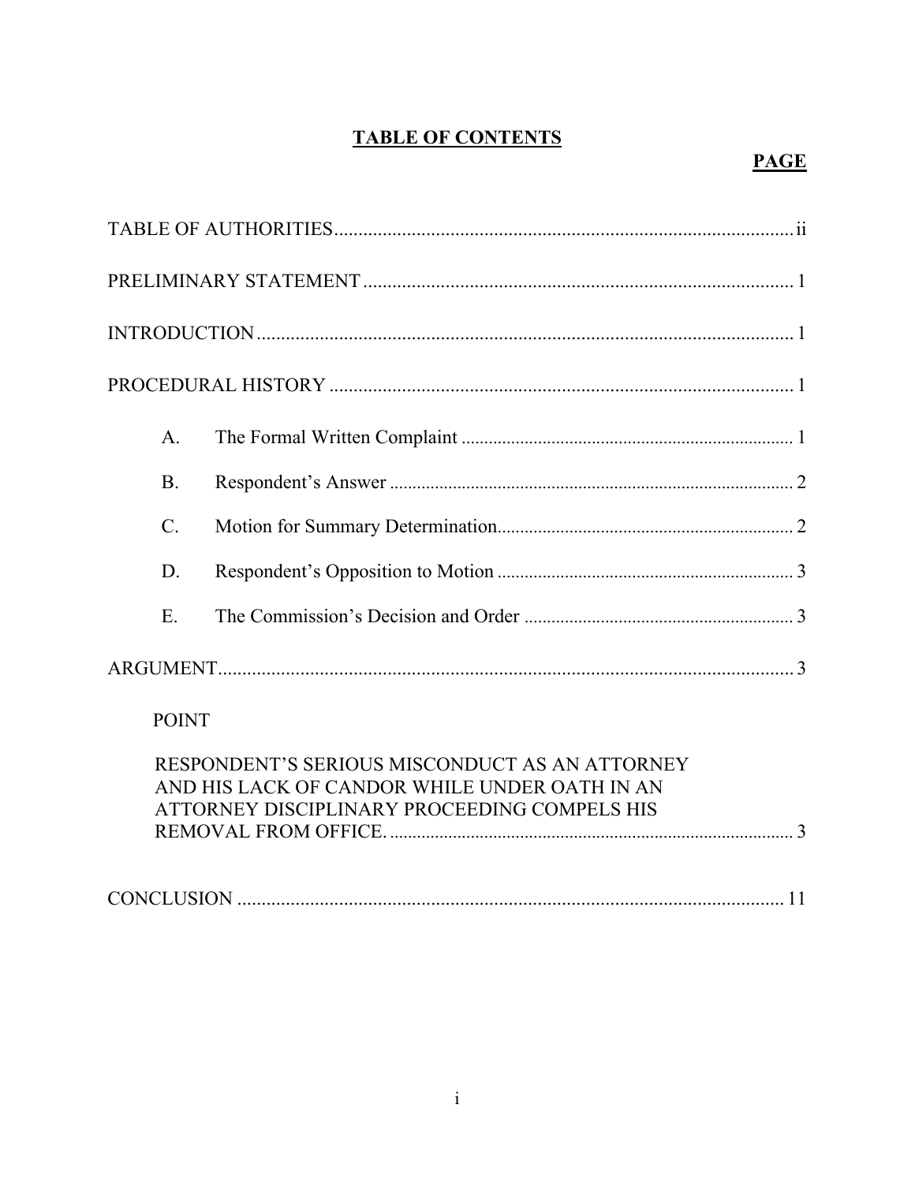# TABLE OF CONTENTS

**PAGE**

TABLE OF AUTHORITIES .................................................................................................. ii

PRELIMINARY STATEMENT ........................................................................................... 1

INTRODUCTION ................................................................................................................. 1

PROCEDURAL HISTORY .................................................................................................. 1

- A. The Formal Written Complaint ........................................................................ 1
- B. Respondent's Answer ........................................................................................ 2
- C. Motion for Summary Determination................................................................ 2
- D. Respondent's Opposition to Motion ................................................................ 3
- E. The Commission's Decision and Order ........................................................... 3

ARGUMENT........................................................................................................................ 3

POINT

RESPONDENT'S SERIOUS MISCONDUCT AS AN ATTORNEY AND HIS LACK OF CANDOR WHILE UNDER OATH IN AN ATTORNEY DISCIPLINARY PROCEEDING COMPELS HIS REMOVAL FROM OFFICE. ........................................................................... 3

CONCLUSION .................................................................................................................... 11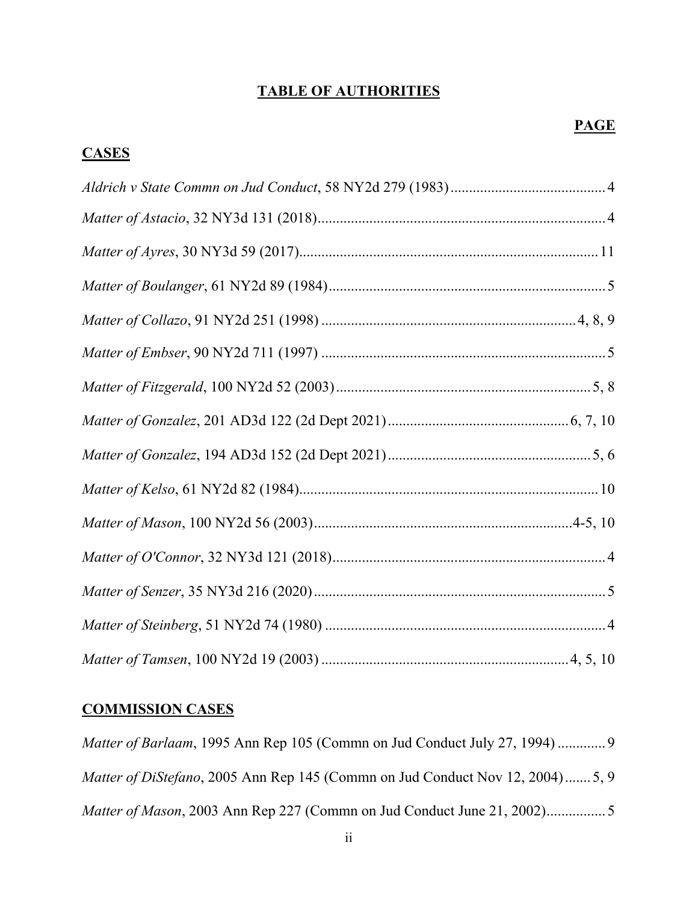# TABLE OF AUTHORITIES

**PAGE**

## CASES

*Aldrich v State Commn on Jud Conduct*, 58 NY2d 279 (1983) .......................................... 4

*Matter of Astacio*, 32 NY3d 131 (2018) .......................................................................... 4

*Matter of Ayres*, 30 NY3d 59 (2017) ............................................................................... 11

*Matter of Boulanger*, 61 NY2d 89 (1984) ........................................................................ 5

*Matter of Collazo*, 91 NY2d 251 (1998) .................................................................. 4, 8, 9

*Matter of Embser*, 90 NY2d 711 (1997) ........................................................................... 5

*Matter of Fitzgerald*, 100 NY2d 52 (2003) ................................................................... 5, 8

*Matter of Gonzalez*, 201 AD3d 122 (2d Dept 2021) ................................................ 6, 7, 10

*Matter of Gonzalez*, 194 AD3d 152 (2d Dept 2021) ..................................................... 5, 6

*Matter of Kelso*, 61 NY2d 82 (1984) ............................................................................... 10

*Matter of Mason*, 100 NY2d 56 (2003) ...................................................................4-5, 10

*Matter of O'Connor*, 32 NY3d 121 (2018) ........................................................................ 4

*Matter of Senzer*, 35 NY3d 216 (2020) ............................................................................. 5

*Matter of Steinberg*, 51 NY2d 74 (1980) .......................................................................... 4

*Matter of Tamsen*, 100 NY2d 19 (2003) ................................................................ 4, 5, 10

## COMMISSION CASES

*Matter of Barlaam*, 1995 Ann Rep 105 (Commn on Jud Conduct July 27, 1994) ............. 9

*Matter of DiStefano*, 2005 Ann Rep 145 (Commn on Jud Conduct Nov 12, 2004) ....... 5, 9

*Matter of Mason*, 2003 Ann Rep 227 (Commn on Jud Conduct June 21, 2002) ................ 5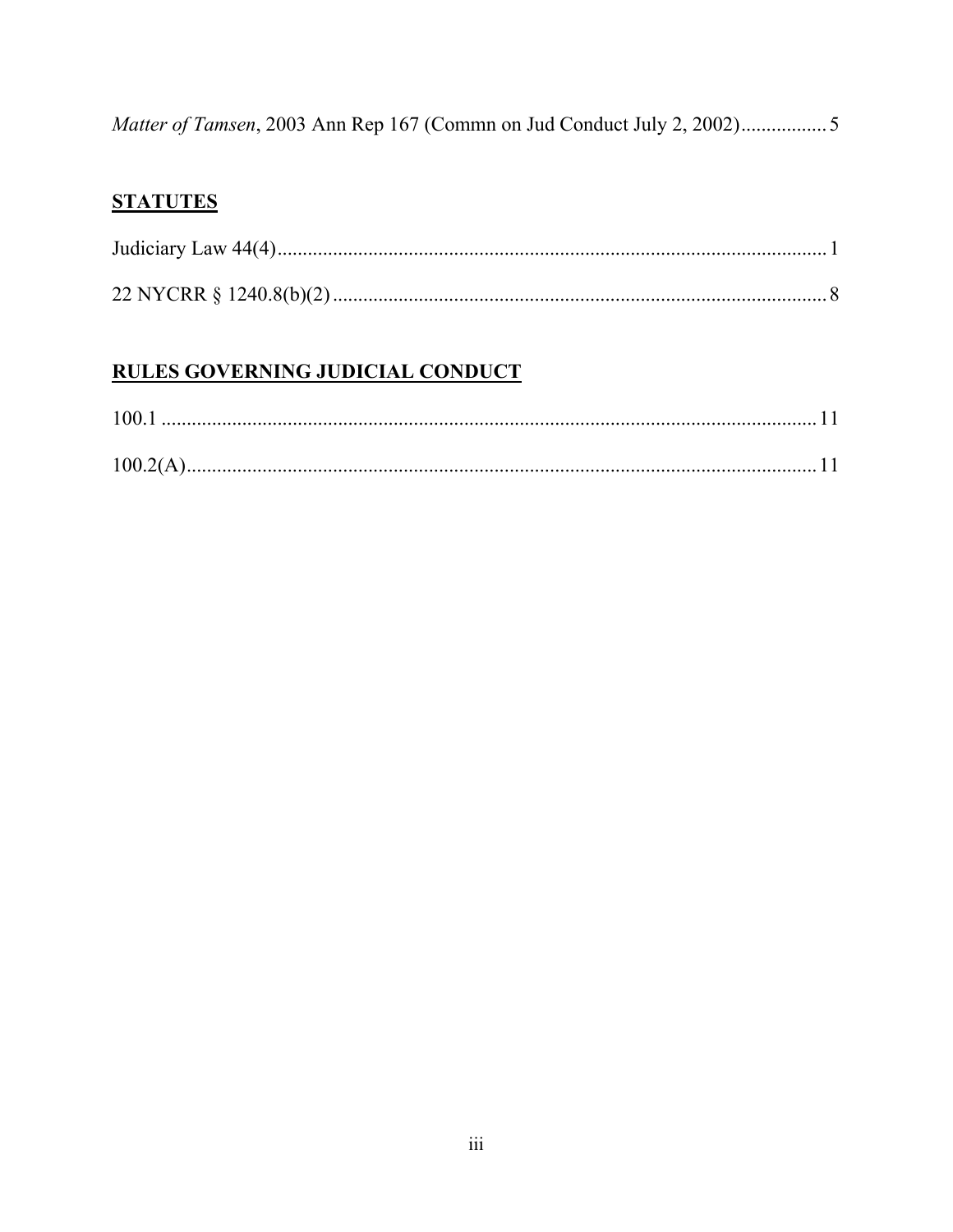*Matter of Tamsen*, 2003 Ann Rep 167 (Commn on Jud Conduct July 2, 2002)................. 5

## **STATUTES**

Judiciary Law 44(4).............................................................................................................. 1

22 NYCRR § 1240.8(b)(2) .................................................................................................. 8

## **RULES GOVERNING JUDICIAL CONDUCT**

100.1 ................................................................................................................................. 11

100.2(A)............................................................................................................................. 11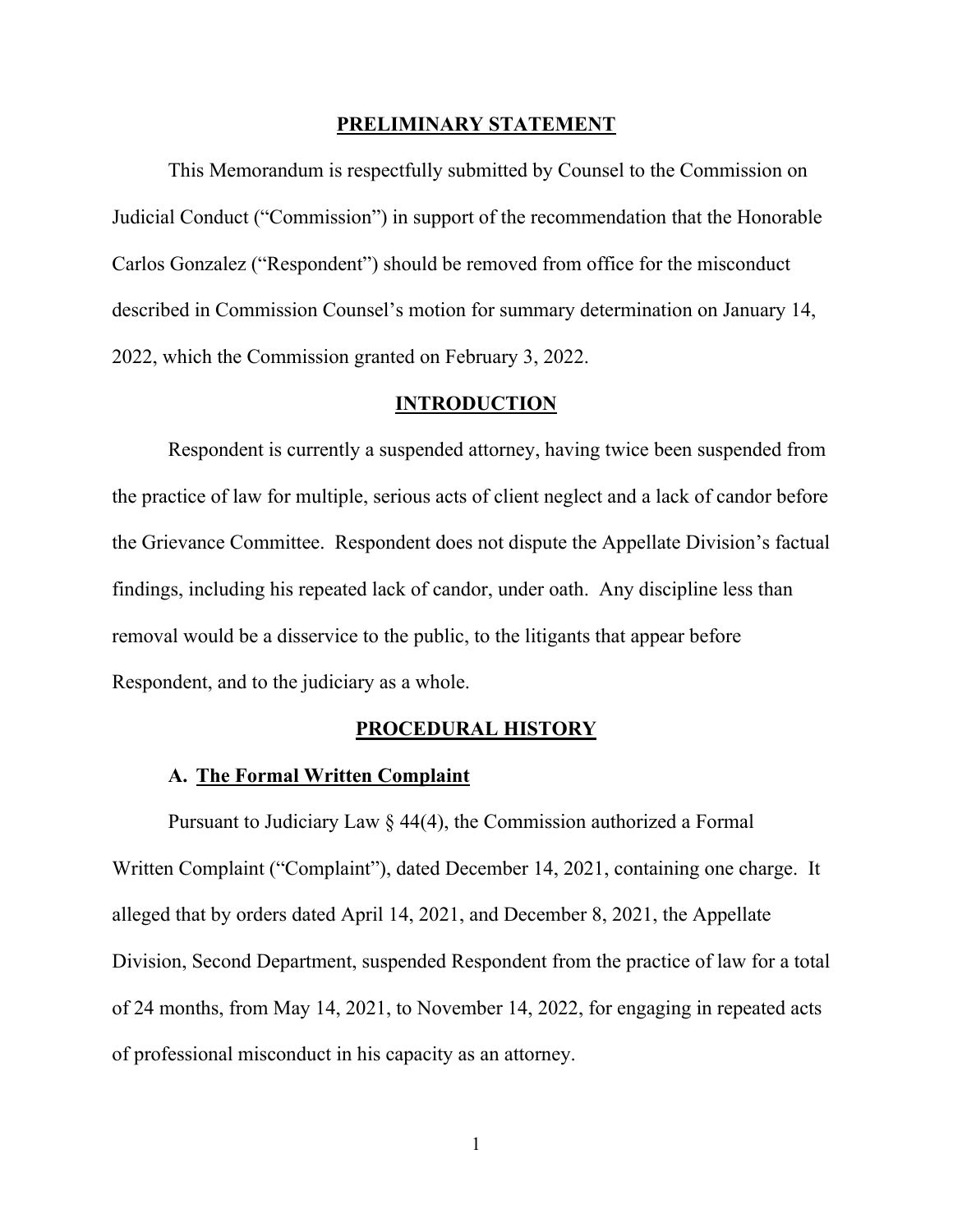## PRELIMINARY STATEMENT

This Memorandum is respectfully submitted by Counsel to the Commission on Judicial Conduct ("Commission") in support of the recommendation that the Honorable Carlos Gonzalez ("Respondent") should be removed from office for the misconduct described in Commission Counsel's motion for summary determination on January 14, 2022, which the Commission granted on February 3, 2022.

## INTRODUCTION

Respondent is currently a suspended attorney, having twice been suspended from the practice of law for multiple, serious acts of client neglect and a lack of candor before the Grievance Committee. Respondent does not dispute the Appellate Division's factual findings, including his repeated lack of candor, under oath. Any discipline less than removal would be a disservice to the public, to the litigants that appear before Respondent, and to the judiciary as a whole.

## PROCEDURAL HISTORY

### A. The Formal Written Complaint

Pursuant to Judiciary Law § 44(4), the Commission authorized a Formal Written Complaint ("Complaint"), dated December 14, 2021, containing one charge. It alleged that by orders dated April 14, 2021, and December 8, 2021, the Appellate Division, Second Department, suspended Respondent from the practice of law for a total of 24 months, from May 14, 2021, to November 14, 2022, for engaging in repeated acts of professional misconduct in his capacity as an attorney.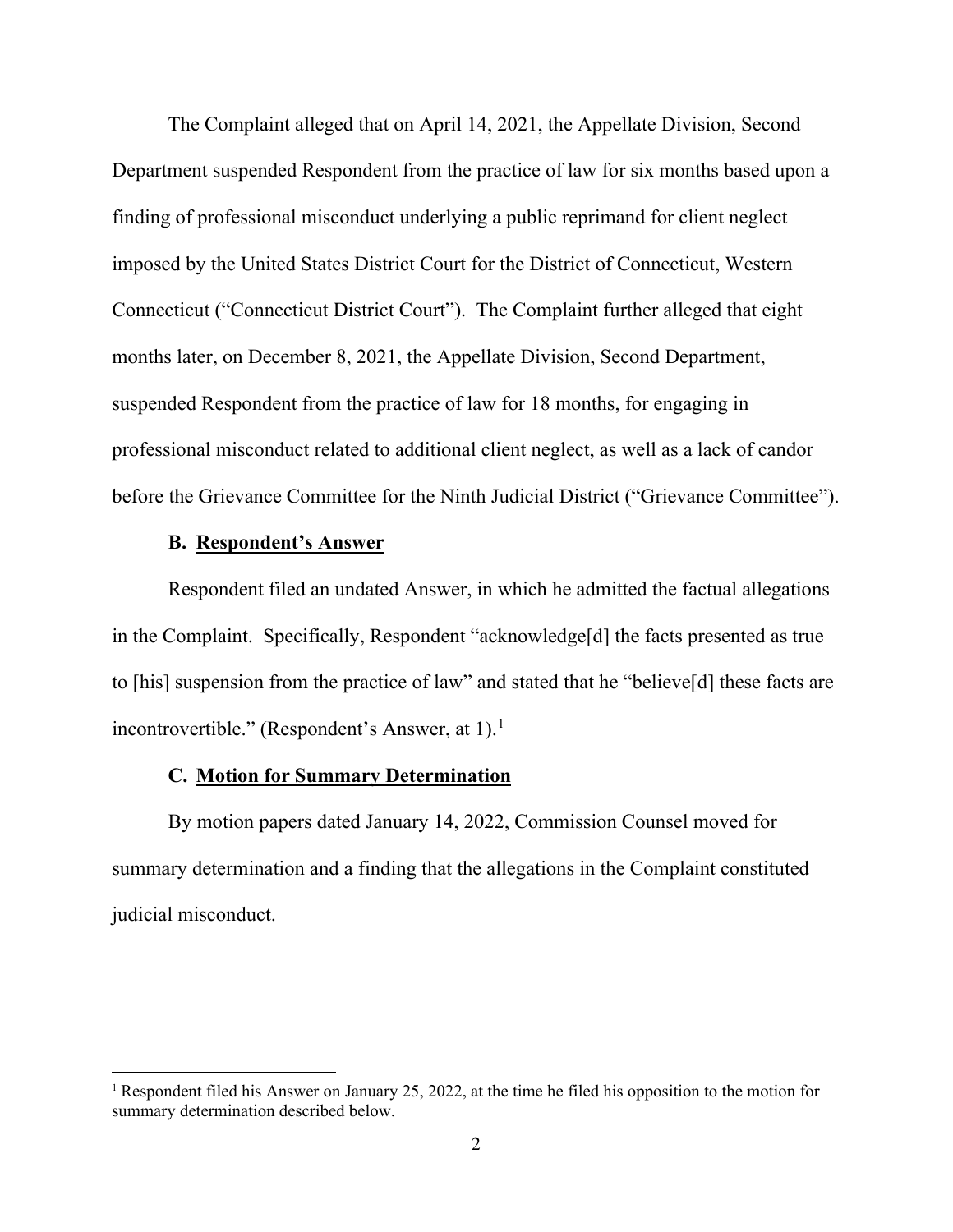The Complaint alleged that on April 14, 2021, the Appellate Division, Second Department suspended Respondent from the practice of law for six months based upon a finding of professional misconduct underlying a public reprimand for client neglect imposed by the United States District Court for the District of Connecticut, Western Connecticut ("Connecticut District Court"). The Complaint further alleged that eight months later, on December 8, 2021, the Appellate Division, Second Department, suspended Respondent from the practice of law for 18 months, for engaging in professional misconduct related to additional client neglect, as well as a lack of candor before the Grievance Committee for the Ninth Judicial District ("Grievance Committee").

### B. <u>Respondent's Answer</u>

Respondent filed an undated Answer, in which he admitted the factual allegations in the Complaint. Specifically, Respondent "acknowledge[d] the facts presented as true to [his] suspension from the practice of law" and stated that he "believe[d] these facts are incontrovertible." (Respondent's Answer, at 1).[1]

### C. <u>Motion for Summary Determination</u>

By motion papers dated January 14, 2022, Commission Counsel moved for summary determination and a finding that the allegations in the Complaint constituted judicial misconduct.

---

[1] Respondent filed his Answer on January 25, 2022, at the time he filed his opposition to the motion for summary determination described below.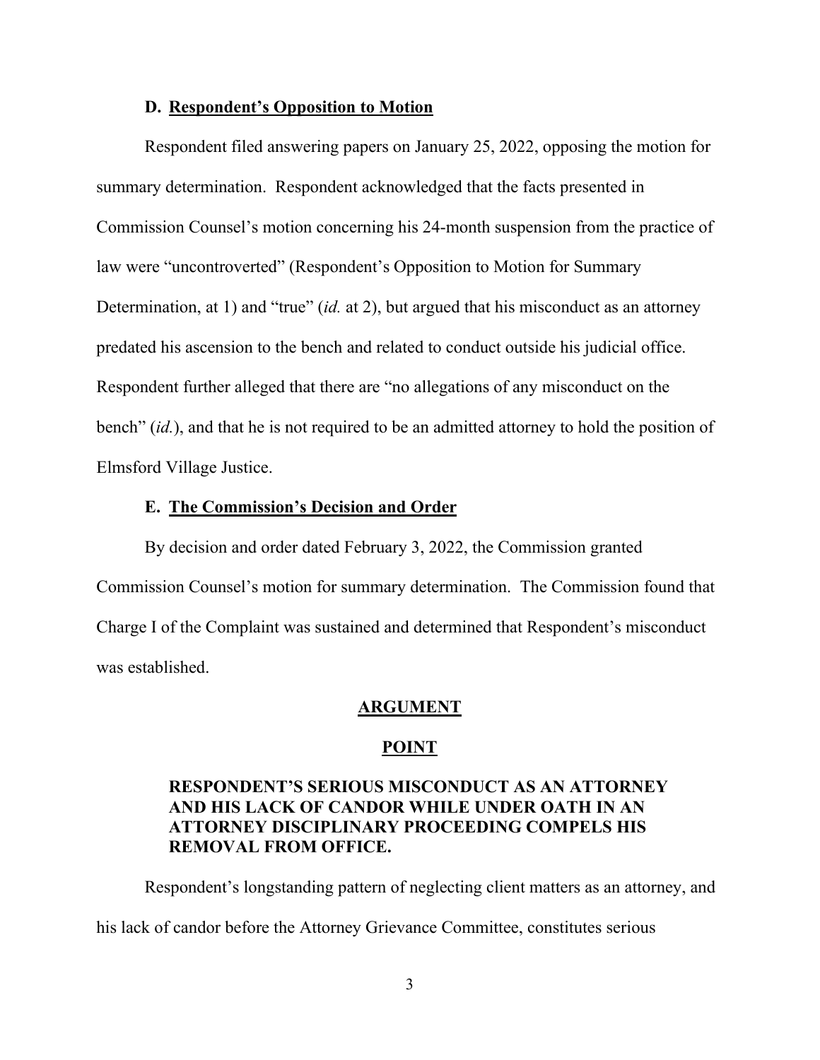### D. Respondent's Opposition to Motion

Respondent filed answering papers on January 25, 2022, opposing the motion for summary determination. Respondent acknowledged that the facts presented in Commission Counsel's motion concerning his 24-month suspension from the practice of law were "uncontroverted" (Respondent's Opposition to Motion for Summary Determination, at 1) and "true" (*id.* at 2), but argued that his misconduct as an attorney predated his ascension to the bench and related to conduct outside his judicial office. Respondent further alleged that there are "no allegations of any misconduct on the bench" (*id.*), and that he is not required to be an admitted attorney to hold the position of Elmsford Village Justice.

### E. The Commission's Decision and Order

By decision and order dated February 3, 2022, the Commission granted Commission Counsel's motion for summary determination. The Commission found that Charge I of the Complaint was sustained and determined that Respondent's misconduct was established.

## ARGUMENT

## POINT

### RESPONDENT'S SERIOUS MISCONDUCT AS AN ATTORNEY AND HIS LACK OF CANDOR WHILE UNDER OATH IN AN ATTORNEY DISCIPLINARY PROCEEDING COMPELS HIS REMOVAL FROM OFFICE.

Respondent's longstanding pattern of neglecting client matters as an attorney, and his lack of candor before the Attorney Grievance Committee, constitutes serious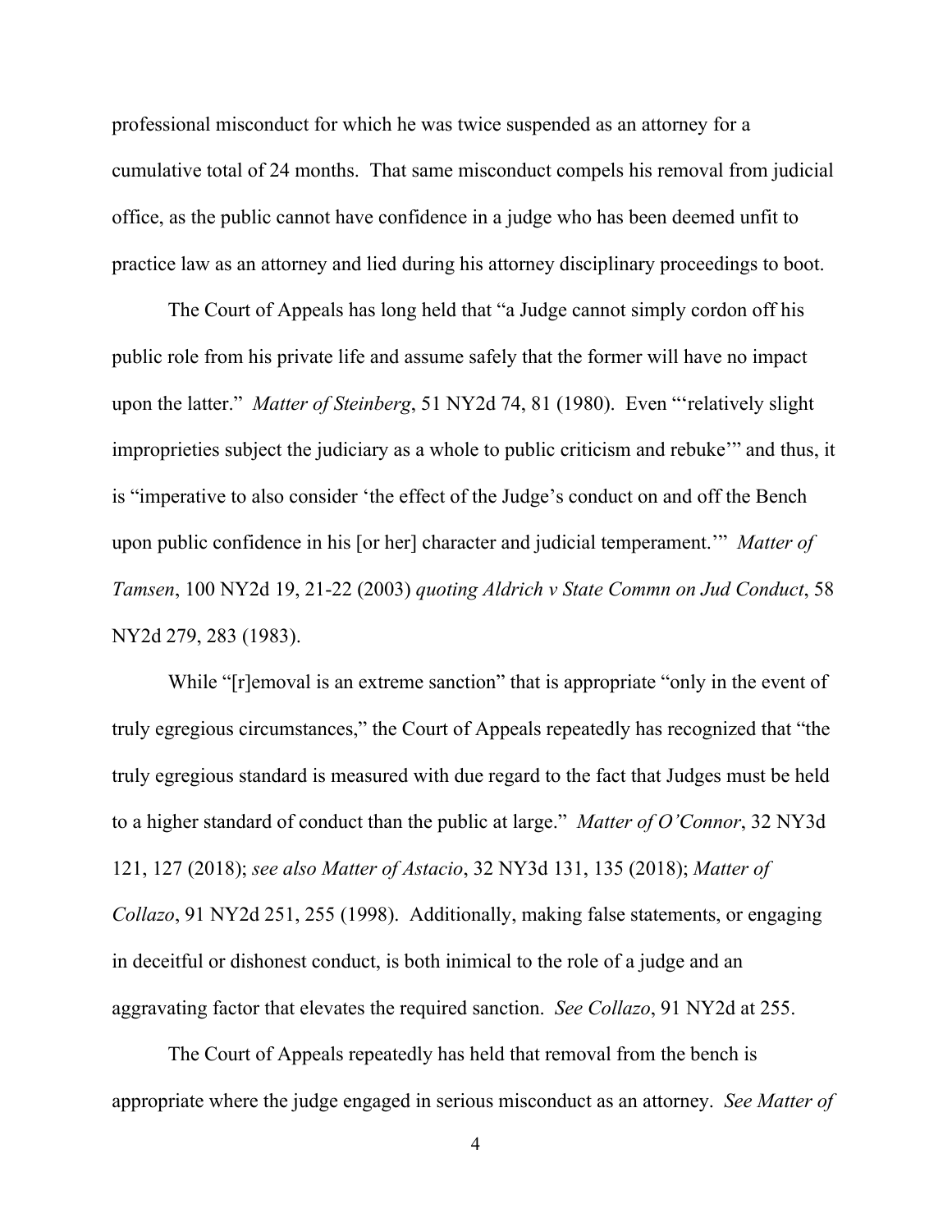professional misconduct for which he was twice suspended as an attorney for a cumulative total of 24 months. That same misconduct compels his removal from judicial office, as the public cannot have confidence in a judge who has been deemed unfit to practice law as an attorney and lied during his attorney disciplinary proceedings to boot.

The Court of Appeals has long held that "a Judge cannot simply cordon off his public role from his private life and assume safely that the former will have no impact upon the latter." *Matter of Steinberg*, 51 NY2d 74, 81 (1980). Even "'relatively slight improprieties subject the judiciary as a whole to public criticism and rebuke'" and thus, it is "imperative to also consider 'the effect of the Judge's conduct on and off the Bench upon public confidence in his [or her] character and judicial temperament.'" *Matter of Tamsen*, 100 NY2d 19, 21-22 (2003) *quoting Aldrich v State Commn on Jud Conduct*, 58 NY2d 279, 283 (1983).

While "[r]emoval is an extreme sanction" that is appropriate "only in the event of truly egregious circumstances," the Court of Appeals repeatedly has recognized that "the truly egregious standard is measured with due regard to the fact that Judges must be held to a higher standard of conduct than the public at large." *Matter of O'Connor*, 32 NY3d 121, 127 (2018); *see also Matter of Astacio*, 32 NY3d 131, 135 (2018); *Matter of Collazo*, 91 NY2d 251, 255 (1998). Additionally, making false statements, or engaging in deceitful or dishonest conduct, is both inimical to the role of a judge and an aggravating factor that elevates the required sanction. *See Collazo*, 91 NY2d at 255.

The Court of Appeals repeatedly has held that removal from the bench is appropriate where the judge engaged in serious misconduct as an attorney. *See Matter of*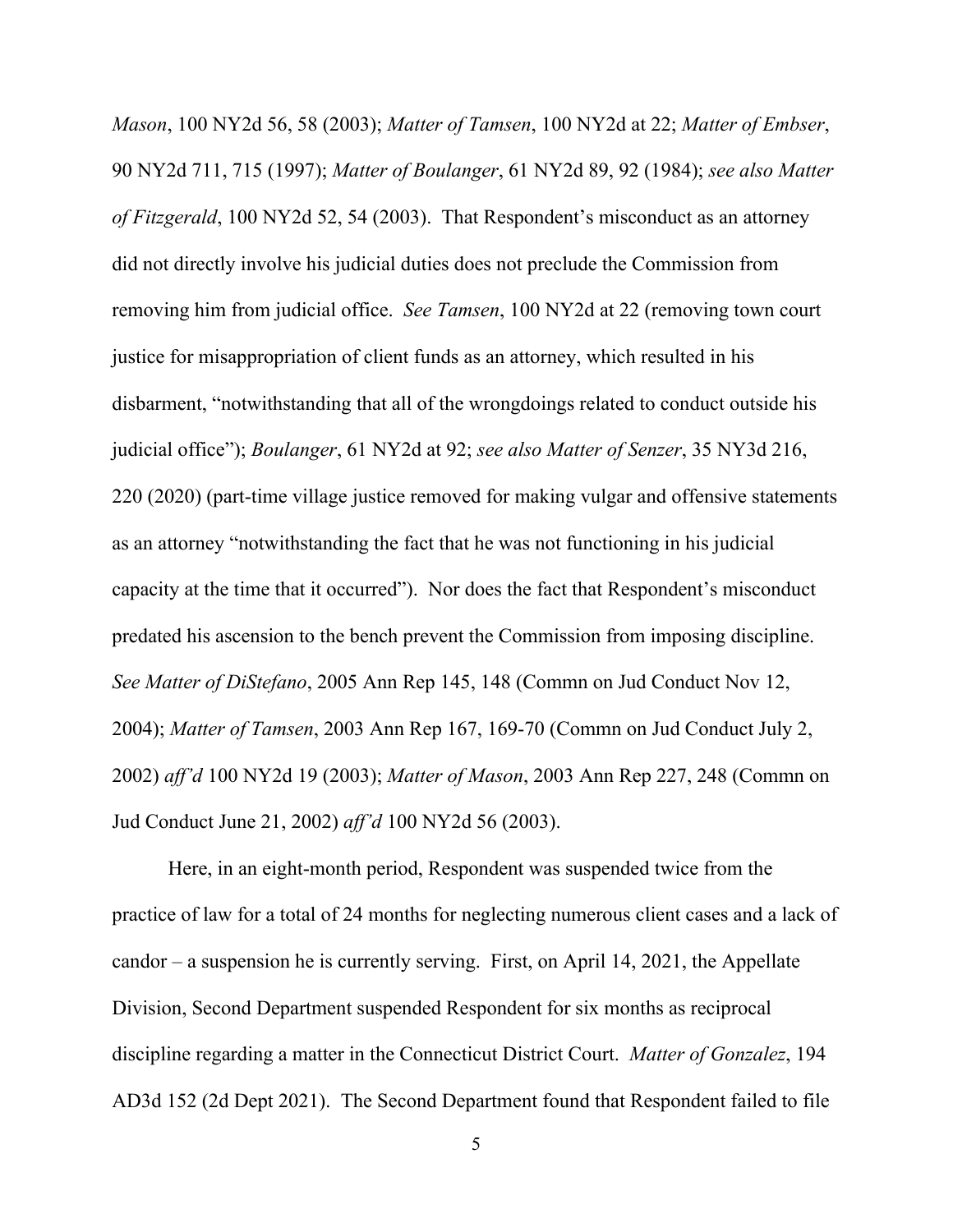*Mason*, 100 NY2d 56, 58 (2003); *Matter of Tamsen*, 100 NY2d at 22; *Matter of Embser*, 90 NY2d 711, 715 (1997); *Matter of Boulanger*, 61 NY2d 89, 92 (1984); *see also Matter of Fitzgerald*, 100 NY2d 52, 54 (2003). That Respondent's misconduct as an attorney did not directly involve his judicial duties does not preclude the Commission from removing him from judicial office. *See Tamsen*, 100 NY2d at 22 (removing town court justice for misappropriation of client funds as an attorney, which resulted in his disbarment, "notwithstanding that all of the wrongdoings related to conduct outside his judicial office"); *Boulanger*, 61 NY2d at 92; *see also Matter of Senzer*, 35 NY3d 216, 220 (2020) (part-time village justice removed for making vulgar and offensive statements as an attorney "notwithstanding the fact that he was not functioning in his judicial capacity at the time that it occurred"). Nor does the fact that Respondent's misconduct predated his ascension to the bench prevent the Commission from imposing discipline. *See Matter of DiStefano*, 2005 Ann Rep 145, 148 (Commn on Jud Conduct Nov 12, 2004); *Matter of Tamsen*, 2003 Ann Rep 167, 169-70 (Commn on Jud Conduct July 2, 2002) *aff'd* 100 NY2d 19 (2003); *Matter of Mason*, 2003 Ann Rep 227, 248 (Commn on Jud Conduct June 21, 2002) *aff'd* 100 NY2d 56 (2003).

Here, in an eight-month period, Respondent was suspended twice from the practice of law for a total of 24 months for neglecting numerous client cases and a lack of candor – a suspension he is currently serving. First, on April 14, 2021, the Appellate Division, Second Department suspended Respondent for six months as reciprocal discipline regarding a matter in the Connecticut District Court. *Matter of Gonzalez*, 194 AD3d 152 (2d Dept 2021). The Second Department found that Respondent failed to file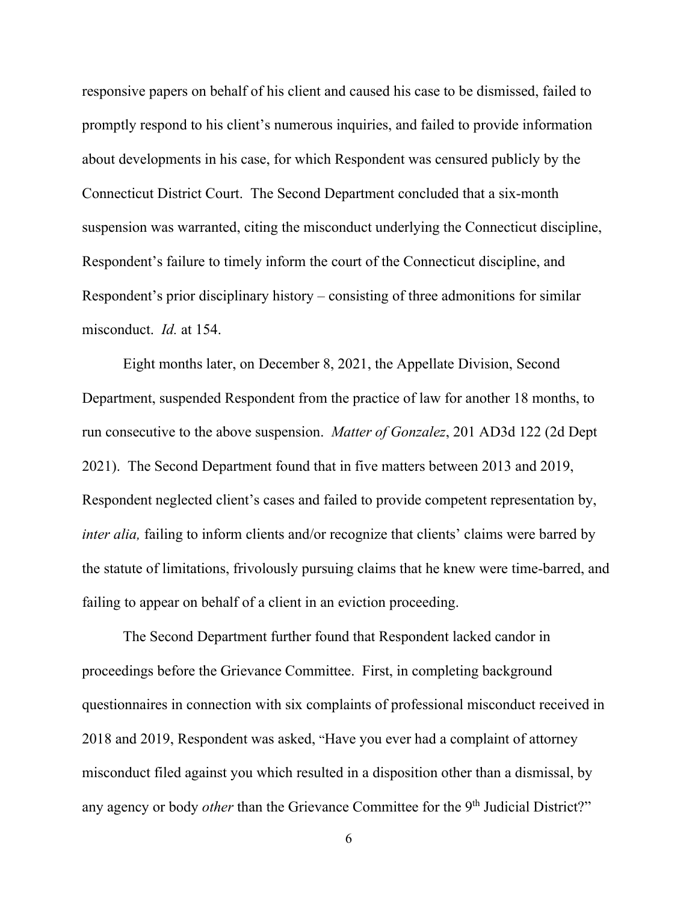responsive papers on behalf of his client and caused his case to be dismissed, failed to promptly respond to his client's numerous inquiries, and failed to provide information about developments in his case, for which Respondent was censured publicly by the Connecticut District Court. The Second Department concluded that a six-month suspension was warranted, citing the misconduct underlying the Connecticut discipline, Respondent's failure to timely inform the court of the Connecticut discipline, and Respondent's prior disciplinary history – consisting of three admonitions for similar misconduct. *Id.* at 154.

Eight months later, on December 8, 2021, the Appellate Division, Second Department, suspended Respondent from the practice of law for another 18 months, to run consecutive to the above suspension. *Matter of Gonzalez*, 201 AD3d 122 (2d Dept 2021). The Second Department found that in five matters between 2013 and 2019, Respondent neglected client's cases and failed to provide competent representation by, *inter alia,* failing to inform clients and/or recognize that clients' claims were barred by the statute of limitations, frivolously pursuing claims that he knew were time-barred, and failing to appear on behalf of a client in an eviction proceeding.

The Second Department further found that Respondent lacked candor in proceedings before the Grievance Committee. First, in completing background questionnaires in connection with six complaints of professional misconduct received in 2018 and 2019, Respondent was asked, "Have you ever had a complaint of attorney misconduct filed against you which resulted in a disposition other than a dismissal, by any agency or body *other* than the Grievance Committee for the 9th Judicial District?"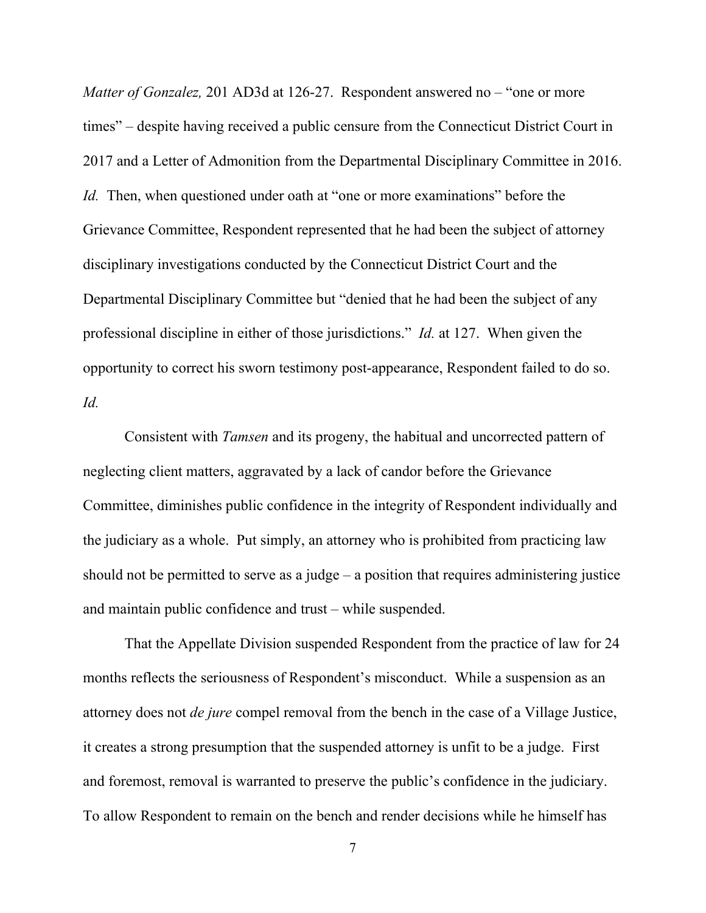*Matter of Gonzalez,* 201 AD3d at 126-27. Respondent answered no – "one or more times" – despite having received a public censure from the Connecticut District Court in 2017 and a Letter of Admonition from the Departmental Disciplinary Committee in 2016. *Id.* Then, when questioned under oath at "one or more examinations" before the Grievance Committee, Respondent represented that he had been the subject of attorney disciplinary investigations conducted by the Connecticut District Court and the Departmental Disciplinary Committee but "denied that he had been the subject of any professional discipline in either of those jurisdictions." *Id.* at 127. When given the opportunity to correct his sworn testimony post-appearance, Respondent failed to do so. *Id.*

Consistent with *Tamsen* and its progeny, the habitual and uncorrected pattern of neglecting client matters, aggravated by a lack of candor before the Grievance Committee, diminishes public confidence in the integrity of Respondent individually and the judiciary as a whole. Put simply, an attorney who is prohibited from practicing law should not be permitted to serve as a judge – a position that requires administering justice and maintain public confidence and trust – while suspended.

That the Appellate Division suspended Respondent from the practice of law for 24 months reflects the seriousness of Respondent's misconduct. While a suspension as an attorney does not *de jure* compel removal from the bench in the case of a Village Justice, it creates a strong presumption that the suspended attorney is unfit to be a judge. First and foremost, removal is warranted to preserve the public's confidence in the judiciary. To allow Respondent to remain on the bench and render decisions while he himself has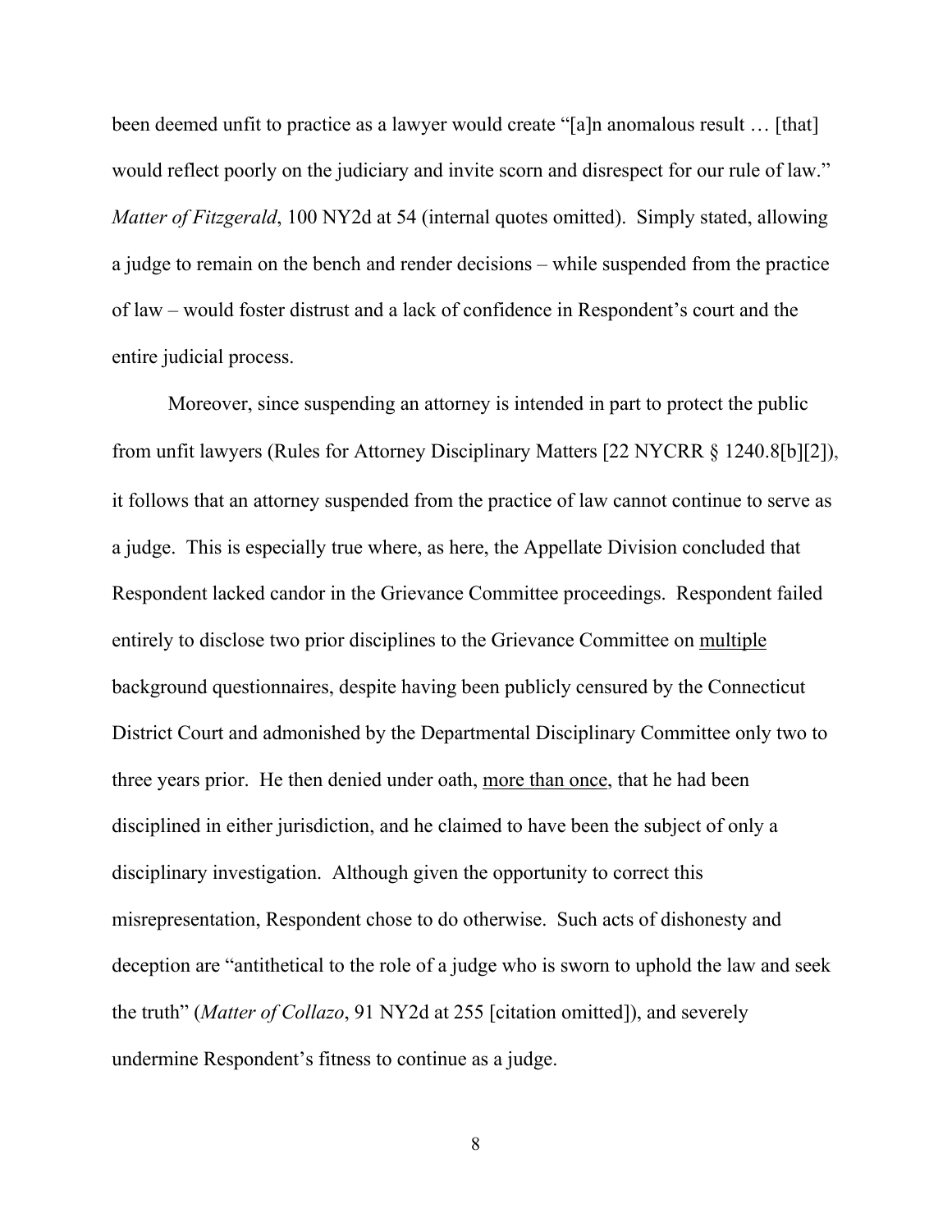been deemed unfit to practice as a lawyer would create "[a]n anomalous result … [that] would reflect poorly on the judiciary and invite scorn and disrespect for our rule of law." *Matter of Fitzgerald*, 100 NY2d at 54 (internal quotes omitted). Simply stated, allowing a judge to remain on the bench and render decisions – while suspended from the practice of law – would foster distrust and a lack of confidence in Respondent's court and the entire judicial process.

Moreover, since suspending an attorney is intended in part to protect the public from unfit lawyers (Rules for Attorney Disciplinary Matters [22 NYCRR § 1240.8[b][2]), it follows that an attorney suspended from the practice of law cannot continue to serve as a judge. This is especially true where, as here, the Appellate Division concluded that Respondent lacked candor in the Grievance Committee proceedings. Respondent failed entirely to disclose two prior disciplines to the Grievance Committee on <u>multiple</u> background questionnaires, despite having been publicly censured by the Connecticut District Court and admonished by the Departmental Disciplinary Committee only two to three years prior. He then denied under oath, <u>more than once</u>, that he had been disciplined in either jurisdiction, and he claimed to have been the subject of only a disciplinary investigation. Although given the opportunity to correct this misrepresentation, Respondent chose to do otherwise. Such acts of dishonesty and deception are "antithetical to the role of a judge who is sworn to uphold the law and seek the truth" (*Matter of Collazo*, 91 NY2d at 255 [citation omitted]), and severely undermine Respondent's fitness to continue as a judge.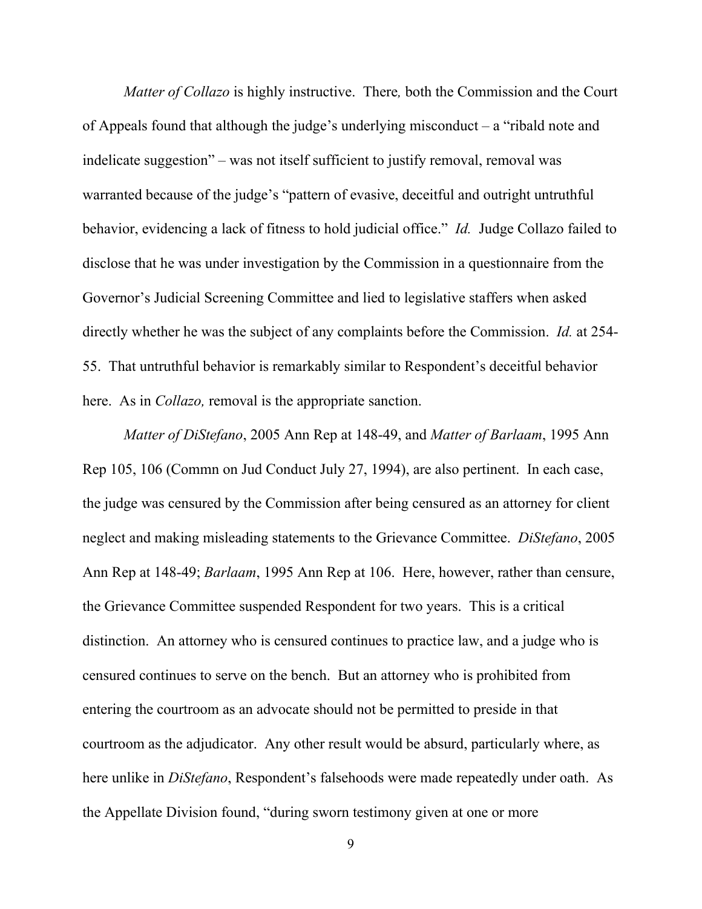*Matter of Collazo* is highly instructive. There*,* both the Commission and the Court of Appeals found that although the judge's underlying misconduct – a "ribald note and indelicate suggestion" – was not itself sufficient to justify removal, removal was warranted because of the judge's "pattern of evasive, deceitful and outright untruthful behavior, evidencing a lack of fitness to hold judicial office." *Id.* Judge Collazo failed to disclose that he was under investigation by the Commission in a questionnaire from the Governor's Judicial Screening Committee and lied to legislative staffers when asked directly whether he was the subject of any complaints before the Commission. *Id.* at 254-55. That untruthful behavior is remarkably similar to Respondent's deceitful behavior here. As in *Collazo,* removal is the appropriate sanction.

*Matter of DiStefano*, 2005 Ann Rep at 148-49, and *Matter of Barlaam*, 1995 Ann Rep 105, 106 (Commn on Jud Conduct July 27, 1994), are also pertinent. In each case, the judge was censured by the Commission after being censured as an attorney for client neglect and making misleading statements to the Grievance Committee. *DiStefano*, 2005 Ann Rep at 148-49; *Barlaam*, 1995 Ann Rep at 106. Here, however, rather than censure, the Grievance Committee suspended Respondent for two years. This is a critical distinction. An attorney who is censured continues to practice law, and a judge who is censured continues to serve on the bench. But an attorney who is prohibited from entering the courtroom as an advocate should not be permitted to preside in that courtroom as the adjudicator. Any other result would be absurd, particularly where, as here unlike in *DiStefano*, Respondent's falsehoods were made repeatedly under oath. As the Appellate Division found, "during sworn testimony given at one or more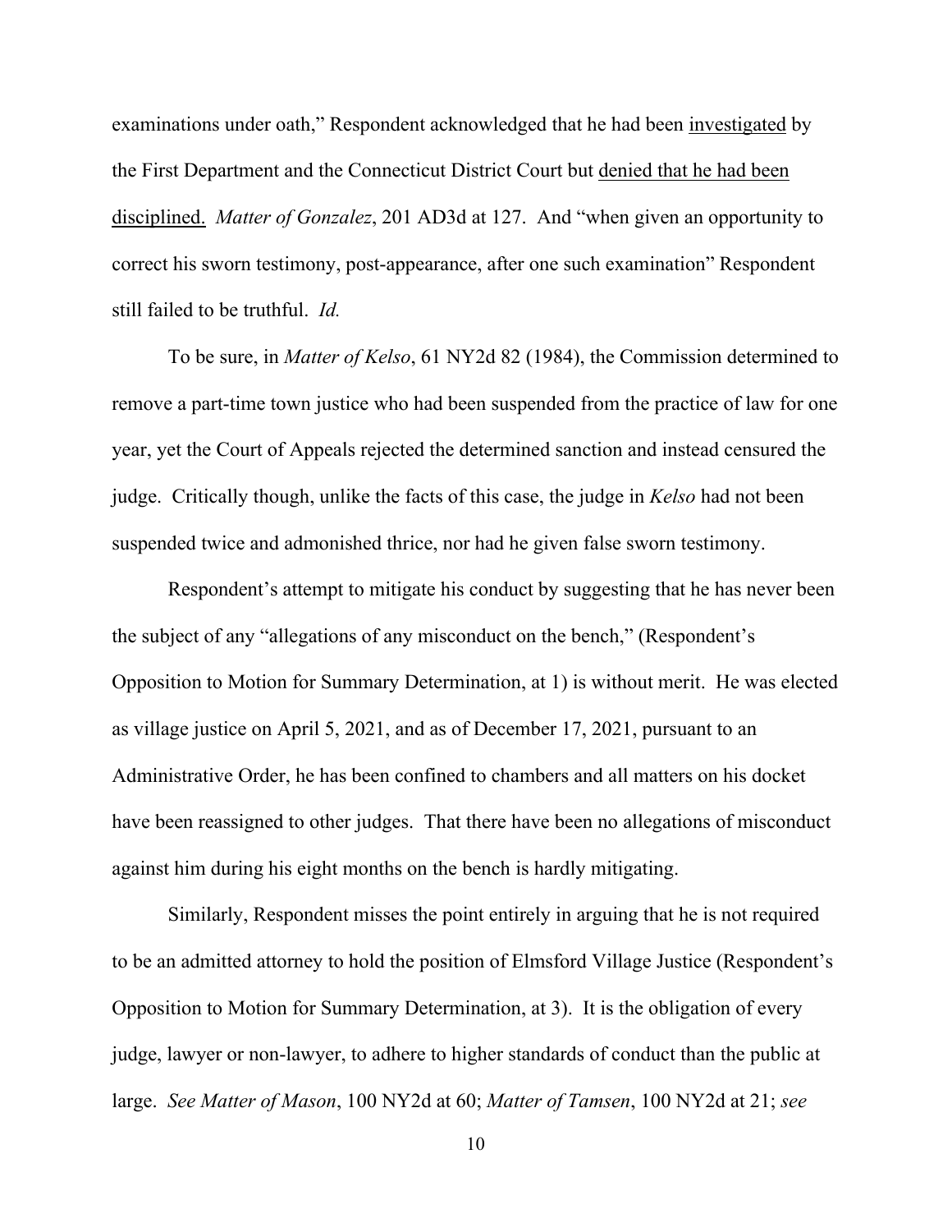examinations under oath," Respondent acknowledged that he had been <u>investigated</u> by the First Department and the Connecticut District Court but <u>denied that he had been disciplined.</u> *Matter of Gonzalez*, 201 AD3d at 127. And "when given an opportunity to correct his sworn testimony, post-appearance, after one such examination" Respondent still failed to be truthful. *Id.*

To be sure, in *Matter of Kelso*, 61 NY2d 82 (1984), the Commission determined to remove a part-time town justice who had been suspended from the practice of law for one year, yet the Court of Appeals rejected the determined sanction and instead censured the judge. Critically though, unlike the facts of this case, the judge in *Kelso* had not been suspended twice and admonished thrice, nor had he given false sworn testimony.

Respondent's attempt to mitigate his conduct by suggesting that he has never been the subject of any "allegations of any misconduct on the bench," (Respondent's Opposition to Motion for Summary Determination, at 1) is without merit. He was elected as village justice on April 5, 2021, and as of December 17, 2021, pursuant to an Administrative Order, he has been confined to chambers and all matters on his docket have been reassigned to other judges. That there have been no allegations of misconduct against him during his eight months on the bench is hardly mitigating.

Similarly, Respondent misses the point entirely in arguing that he is not required to be an admitted attorney to hold the position of Elmsford Village Justice (Respondent's Opposition to Motion for Summary Determination, at 3). It is the obligation of every judge, lawyer or non-lawyer, to adhere to higher standards of conduct than the public at large. *See Matter of Mason*, 100 NY2d at 60; *Matter of Tamsen*, 100 NY2d at 21; *see*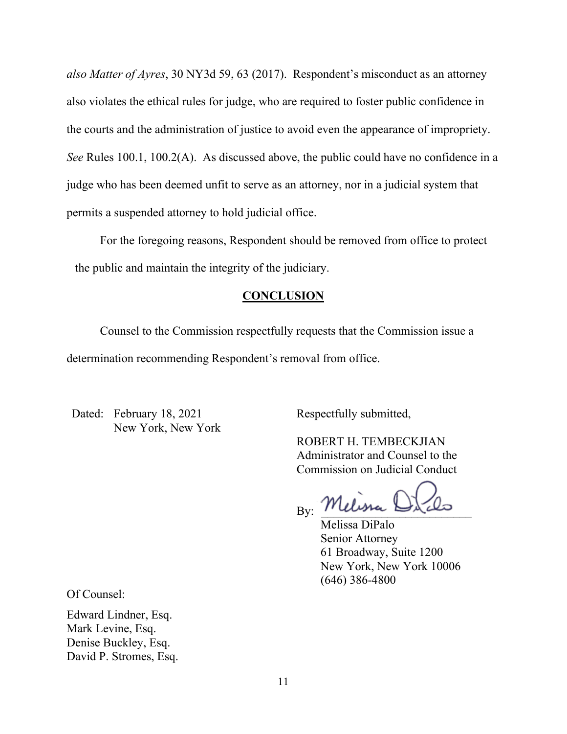*also Matter of Ayres*, 30 NY3d 59, 63 (2017). Respondent's misconduct as an attorney also violates the ethical rules for judge, who are required to foster public confidence in the courts and the administration of justice to avoid even the appearance of impropriety. *See* Rules 100.1, 100.2(A). As discussed above, the public could have no confidence in a judge who has been deemed unfit to serve as an attorney, nor in a judicial system that permits a suspended attorney to hold judicial office.

For the foregoing reasons, Respondent should be removed from office to protect the public and maintain the integrity of the judiciary.

## CONCLUSION

Counsel to the Commission respectfully requests that the Commission issue a determination recommending Respondent's removal from office.

Dated: February 18, 2021
New York, New York

Respectfully submitted,

ROBERT H. TEMBECKJIAN
Administrator and Counsel to the
Commission on Judicial Conduct

By: Melissa DiPalo

Melissa DiPalo
Senior Attorney
61 Broadway, Suite 1200
New York, New York 10006
(646) 386-4800

Of Counsel:

Edward Lindner, Esq.
Mark Levine, Esq.
Denise Buckley, Esq.
David P. Stromes, Esq.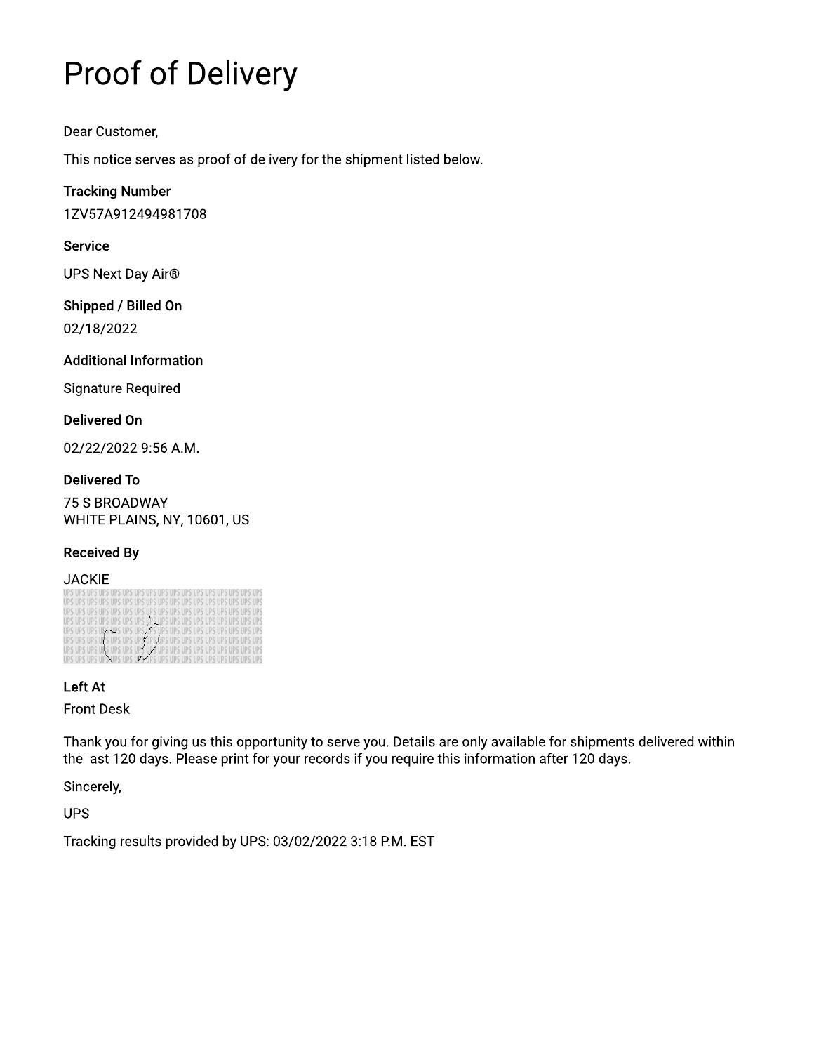# Proof of Delivery

Dear Customer,

This notice serves as proof of delivery for the shipment listed below.

**Tracking Number**

1ZV57A912494981708

**Service**

UPS Next Day Air®

**Shipped / Billed On**

02/18/2022

**Additional Information**

Signature Required

**Delivered On**

02/22/2022 9:56 A.M.

**Delivered To**

75 S BROADWAY
WHITE PLAINS, NY, 10601, US

**Received By**

JACKIE

**Left At**

Front Desk

Thank you for giving us this opportunity to serve you. Details are only available for shipments delivered within the last 120 days. Please print for your records if you require this information after 120 days.

Sincerely,

UPS

Tracking results provided by UPS: 03/02/2022 3:18 P.M. EST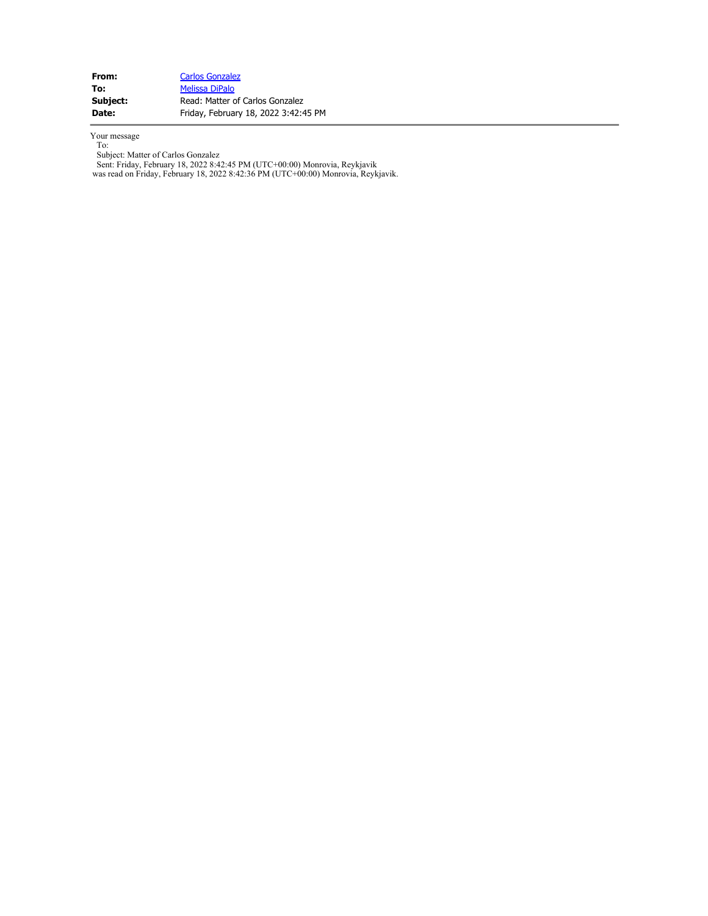| | |
|---|---|
| **From:** | Carlos Gonzalez |
| **To:** | Melissa DiPalo |
| **Subject:** | Read: Matter of Carlos Gonzalez |
| **Date:** | Friday, February 18, 2022 3:42:45 PM |

Your message

To:

Subject: Matter of Carlos Gonzalez

Sent: Friday, February 18, 2022 8:42:45 PM (UTC+00:00) Monrovia, Reykjavik

was read on Friday, February 18, 2022 8:42:36 PM (UTC+00:00) Monrovia, Reykjavik.